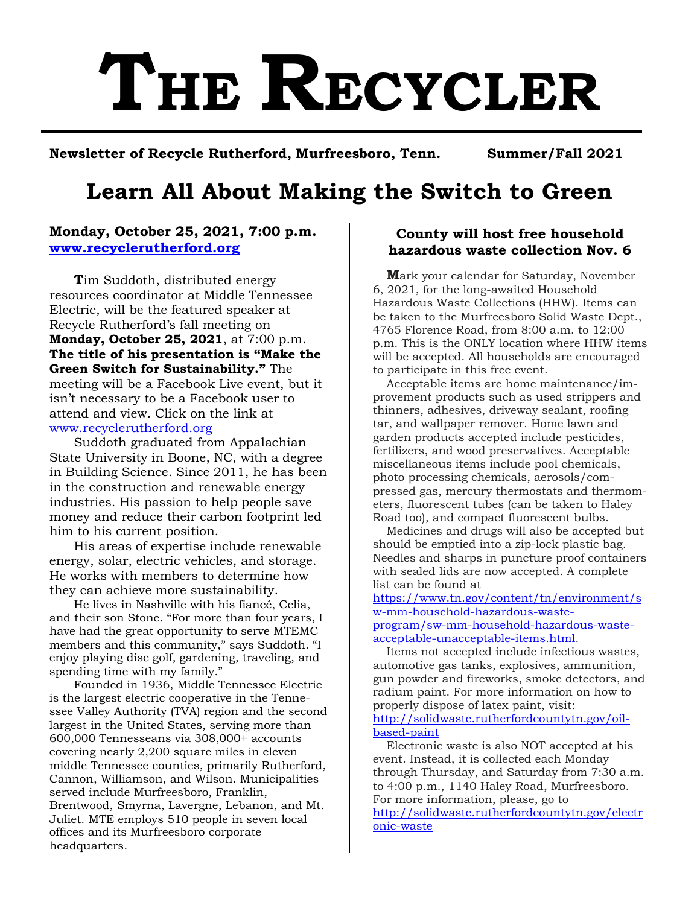# THE RECYCLER

**Newsletter of Recycle Rutherford, Murfreesboro, Tenn. Summer/Fall 2021**

# Learn All About Making the Switch to Green

**Monday, October 25, 2021, 7:00 p.m.**
**[www.recyclerutherford.org](http://www.recyclerutherford.org)**

**T**im Suddoth, distributed energy resources coordinator at Middle Tennessee Electric, will be the featured speaker at Recycle Rutherford's fall meeting on **Monday, October 25, 2021**, at 7:00 p.m. **The title of his presentation is "Make the Green Switch for Sustainability."** The meeting will be a Facebook Live event, but it isn't necessary to be a Facebook user to attend and view. Click on the link at [www.recyclerutherford.org](http://www.recyclerutherford.org)

Suddoth graduated from Appalachian State University in Boone, NC, with a degree in Building Science. Since 2011, he has been in the construction and renewable energy industries. His passion to help people save money and reduce their carbon footprint led him to his current position.

His areas of expertise include renewable energy, solar, electric vehicles, and storage. He works with members to determine how they can achieve more sustainability.

He lives in Nashville with his fiancé, Celia, and their son Stone. "For more than four years, I have had the great opportunity to serve MTEMC members and this community," says Suddoth. "I enjoy playing disc golf, gardening, traveling, and spending time with my family."

Founded in 1936, Middle Tennessee Electric is the largest electric cooperative in the Tennessee Valley Authority (TVA) region and the second largest in the United States, serving more than 600,000 Tennesseans via 308,000+ accounts covering nearly 2,200 square miles in eleven middle Tennessee counties, primarily Rutherford, Cannon, Williamson, and Wilson. Municipalities served include Murfreesboro, Franklin, Brentwood, Smyrna, Lavergne, Lebanon, and Mt. Juliet. MTE employs 510 people in seven local offices and its Murfreesboro corporate headquarters.

## County will host free household hazardous waste collection Nov. 6

**M**ark your calendar for Saturday, November 6, 2021, for the long-awaited Household Hazardous Waste Collections (HHW). Items can be taken to the Murfreesboro Solid Waste Dept., 4765 Florence Road, from 8:00 a.m. to 12:00 p.m. This is the ONLY location where HHW items will be accepted. All households are encouraged to participate in this free event.

Acceptable items are home maintenance/improvement products such as used strippers and thinners, adhesives, driveway sealant, roofing tar, and wallpaper remover. Home lawn and garden products accepted include pesticides, fertilizers, and wood preservatives. Acceptable miscellaneous items include pool chemicals, photo processing chemicals, aerosols/compressed gas, mercury thermostats and thermometers, fluorescent tubes (can be taken to Haley Road too), and compact fluorescent bulbs.

Medicines and drugs will also be accepted but should be emptied into a zip-lock plastic bag. Needles and sharps in puncture proof containers with sealed lids are now accepted. A complete list can be found at [https://www.tn.gov/content/tn/environment/sw-mm-household-hazardous-waste-program/sw-mm-household-hazardous-waste-acceptable-unacceptable-items.html](https://www.tn.gov/content/tn/environment/sw-mm-household-hazardous-waste-program/sw-mm-household-hazardous-waste-acceptable-unacceptable-items.html).

Items not accepted include infectious wastes, automotive gas tanks, explosives, ammunition, gun powder and fireworks, smoke detectors, and radium paint. For more information on how to properly dispose of latex paint, visit: [http://solidwaste.rutherfordcountytn.gov/oil-based-paint](http://solidwaste.rutherfordcountytn.gov/oil-based-paint)

Electronic waste is also NOT accepted at his event. Instead, it is collected each Monday through Thursday, and Saturday from 7:30 a.m. to 4:00 p.m., 1140 Haley Road, Murfreesboro. For more information, please, go to [http://solidwaste.rutherfordcountytn.gov/electronic-waste](http://solidwaste.rutherfordcountytn.gov/electronic-waste)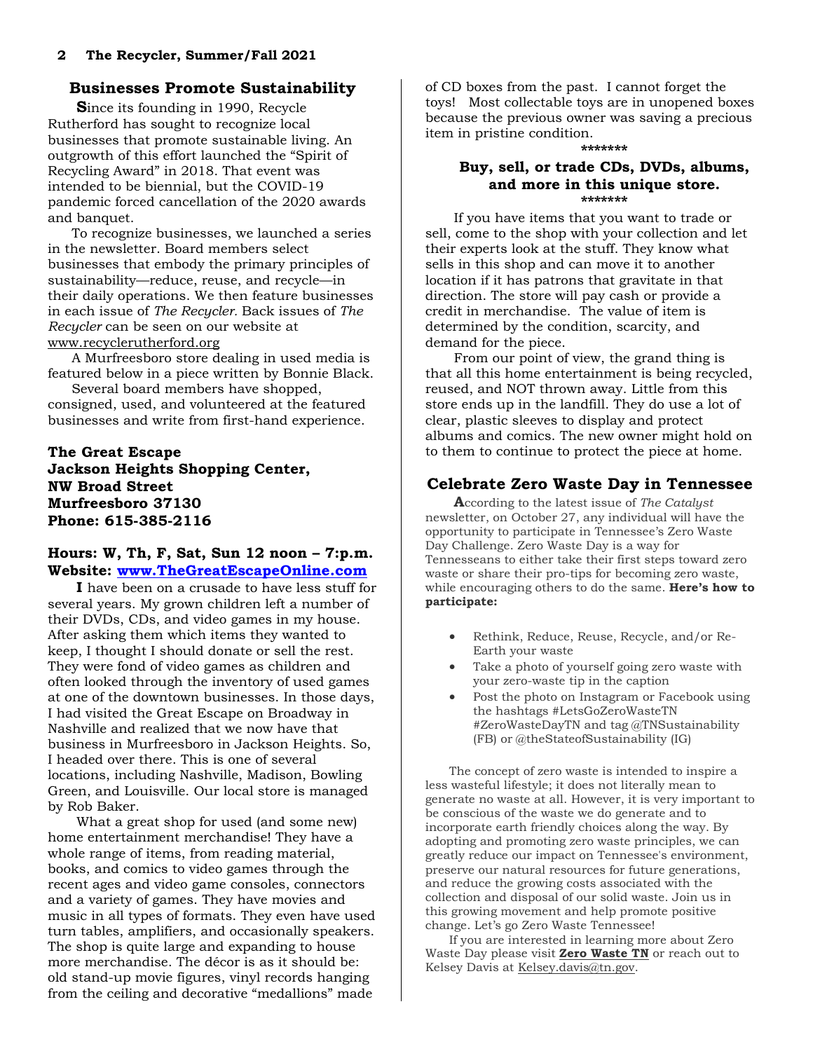## Businesses Promote Sustainability

**S**ince its founding in 1990, Recycle Rutherford has sought to recognize local businesses that promote sustainable living. An outgrowth of this effort launched the "Spirit of Recycling Award" in 2018. That event was intended to be biennial, but the COVID-19 pandemic forced cancellation of the 2020 awards and banquet.

To recognize businesses, we launched a series in the newsletter. Board members select businesses that embody the primary principles of sustainability—reduce, reuse, and recycle—in their daily operations. We then feature businesses in each issue of *The Recycler.* Back issues of *The Recycler* can be seen on our website at www.recyclerutherford.org

A Murfreesboro store dealing in used media is featured below in a piece written by Bonnie Black.

Several board members have shopped, consigned, used, and volunteered at the featured businesses and write from first-hand experience.

**The Great Escape**
**Jackson Heights Shopping Center,**
**NW Broad Street**
**Murfreesboro 37130**
**Phone: 615-385-2116**

**Hours: W, Th, F, Sat, Sun 12 noon – 7:p.m.**
**Website: www.TheGreatEscapeOnline.com**

**I** have been on a crusade to have less stuff for several years. My grown children left a number of their DVDs, CDs, and video games in my house. After asking them which items they wanted to keep, I thought I should donate or sell the rest. They were fond of video games as children and often looked through the inventory of used games at one of the downtown businesses. In those days, I had visited the Great Escape on Broadway in Nashville and realized that we now have that business in Murfreesboro in Jackson Heights. So, I headed over there. This is one of several locations, including Nashville, Madison, Bowling Green, and Louisville. Our local store is managed by Rob Baker.

What a great shop for used (and some new) home entertainment merchandise! They have a whole range of items, from reading material, books, and comics to video games through the recent ages and video game consoles, connectors and a variety of games. They have movies and music in all types of formats. They even have used turn tables, amplifiers, and occasionally speakers. The shop is quite large and expanding to house more merchandise. The décor is as it should be: old stand-up movie figures, vinyl records hanging from the ceiling and decorative "medallions" made of CD boxes from the past. I cannot forget the toys! Most collectable toys are in unopened boxes because the previous owner was saving a precious item in pristine condition.

*******

**Buy, sell, or trade CDs, DVDs, albums, and more in this unique store.**

*******

If you have items that you want to trade or sell, come to the shop with your collection and let their experts look at the stuff. They know what sells in this shop and can move it to another location if it has patrons that gravitate in that direction. The store will pay cash or provide a credit in merchandise. The value of item is determined by the condition, scarcity, and demand for the piece.

From our point of view, the grand thing is that all this home entertainment is being recycled, reused, and NOT thrown away. Little from this store ends up in the landfill. They do use a lot of clear, plastic sleeves to display and protect albums and comics. The new owner might hold on to them to continue to protect the piece at home.

## Celebrate Zero Waste Day in Tennessee

**A**ccording to the latest issue of *The Catalyst* newsletter, on October 27, any individual will have the opportunity to participate in Tennessee's Zero Waste Day Challenge. Zero Waste Day is a way for Tennesseans to either take their first steps toward zero waste or share their pro-tips for becoming zero waste, while encouraging others to do the same. **Here's how to participate:**

- Rethink, Reduce, Reuse, Recycle, and/or Re-Earth your waste
- Take a photo of yourself going zero waste with your zero-waste tip in the caption
- Post the photo on Instagram or Facebook using the hashtags #LetsGoZeroWasteTN #ZeroWasteDayTN and tag @TNSustainability (FB) or @theStateofSustainability (IG)

The concept of zero waste is intended to inspire a less wasteful lifestyle; it does not literally mean to generate no waste at all. However, it is very important to be conscious of the waste we do generate and to incorporate earth friendly choices along the way. By adopting and promoting zero waste principles, we can greatly reduce our impact on Tennessee's environment, preserve our natural resources for future generations, and reduce the growing costs associated with the collection and disposal of our solid waste. Join us in this growing movement and help promote positive change. Let's go Zero Waste Tennessee!

If you are interested in learning more about Zero Waste Day please visit **Zero Waste TN** or reach out to Kelsey Davis at Kelsey.davis@tn.gov.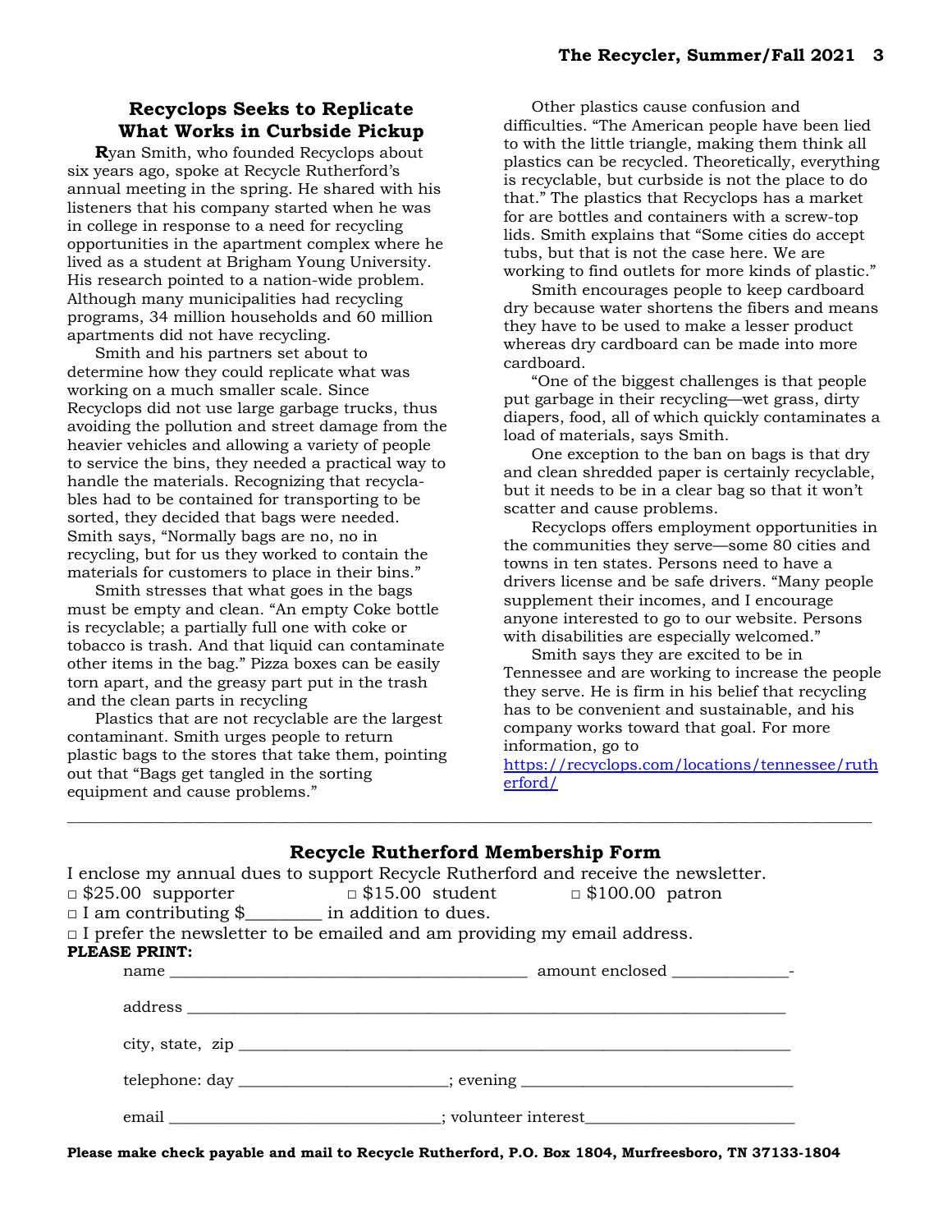## Recyclops Seeks to Replicate What Works in Curbside Pickup

**R**yan Smith, who founded Recyclops about six years ago, spoke at Recycle Rutherford's annual meeting in the spring. He shared with his listeners that his company started when he was in college in response to a need for recycling opportunities in the apartment complex where he lived as a student at Brigham Young University. His research pointed to a nation-wide problem. Although many municipalities had recycling programs, 34 million households and 60 million apartments did not have recycling.

Smith and his partners set about to determine how they could replicate what was working on a much smaller scale. Since Recyclops did not use large garbage trucks, thus avoiding the pollution and street damage from the heavier vehicles and allowing a variety of people to service the bins, they needed a practical way to handle the materials. Recognizing that recyclables had to be contained for transporting to be sorted, they decided that bags were needed. Smith says, "Normally bags are no, no in recycling, but for us they worked to contain the materials for customers to place in their bins."

Smith stresses that what goes in the bags must be empty and clean. "An empty Coke bottle is recyclable; a partially full one with coke or tobacco is trash. And that liquid can contaminate other items in the bag." Pizza boxes can be easily torn apart, and the greasy part put in the trash and the clean parts in recycling

Plastics that are not recyclable are the largest contaminant. Smith urges people to return plastic bags to the stores that take them, pointing out that "Bags get tangled in the sorting equipment and cause problems."

Other plastics cause confusion and difficulties. "The American people have been lied to with the little triangle, making them think all plastics can be recycled. Theoretically, everything is recyclable, but curbside is not the place to do that." The plastics that Recyclops has a market for are bottles and containers with a screw-top lids. Smith explains that "Some cities do accept tubs, but that is not the case here. We are working to find outlets for more kinds of plastic."

Smith encourages people to keep cardboard dry because water shortens the fibers and means they have to be used to make a lesser product whereas dry cardboard can be made into more cardboard.

"One of the biggest challenges is that people put garbage in their recycling—wet grass, dirty diapers, food, all of which quickly contaminates a load of materials, says Smith.

One exception to the ban on bags is that dry and clean shredded paper is certainly recyclable, but it needs to be in a clear bag so that it won't scatter and cause problems.

Recyclops offers employment opportunities in the communities they serve—some 80 cities and towns in ten states. Persons need to have a drivers license and be safe drivers. "Many people supplement their incomes, and I encourage anyone interested to go to our website. Persons with disabilities are especially welcomed."

Smith says they are excited to be in Tennessee and are working to increase the people they serve. He is firm in his belief that recycling has to be convenient and sustainable, and his company works toward that goal. For more information, go to https://recyclops.com/locations/tennessee/rutherford/

---

## Recycle Rutherford Membership Form

I enclose my annual dues to support Recycle Rutherford and receive the newsletter.

□ $25.00 supporter □ $15.00 student □ $100.00 patron

□ I am contributing $________ in addition to dues.

□ I prefer the newsletter to be emailed and am providing my email address.

**PLEASE PRINT:**

name ________________________________________ amount enclosed _____________-

address ______________________________________________________________________

city, state, zip _______________________________________________________________

telephone: day _______________________; evening ______________________________

email _______________________________; volunteer interest________________________

**Please make check payable and mail to Recycle Rutherford, P.O. Box 1804, Murfreesboro, TN 37133-1804**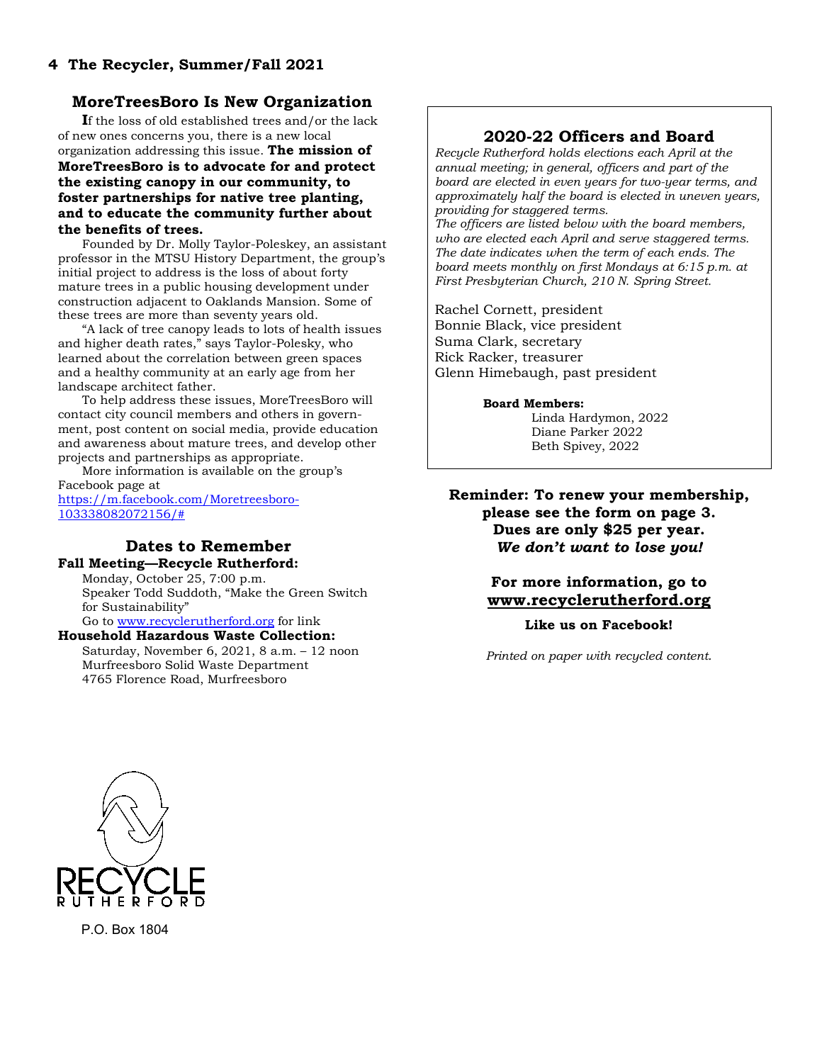## MoreTreesBoro Is New Organization

If the loss of old established trees and/or the lack of new ones concerns you, there is a new local organization addressing this issue. **The mission of MoreTreesBoro is to advocate for and protect the existing canopy in our community, to foster partnerships for native tree planting, and to educate the community further about the benefits of trees.**

Founded by Dr. Molly Taylor-Poleskey, an assistant professor in the MTSU History Department, the group's initial project to address is the loss of about forty mature trees in a public housing development under construction adjacent to Oaklands Mansion. Some of these trees are more than seventy years old.

"A lack of tree canopy leads to lots of health issues and higher death rates," says Taylor-Polesky, who learned about the correlation between green spaces and a healthy community at an early age from her landscape architect father.

To help address these issues, MoreTreesBoro will contact city council members and others in government, post content on social media, provide education and awareness about mature trees, and develop other projects and partnerships as appropriate.

More information is available on the group's Facebook page at https://m.facebook.com/Moretreesboro-103338082072156/#

## Dates to Remember

**Fall Meeting—Recycle Rutherford:**
Monday, October 25, 7:00 p.m.
Speaker Todd Suddoth, "Make the Green Switch for Sustainability"
Go to www.recyclerutherford.org for link

**Household Hazardous Waste Collection:**
Saturday, November 6, 2021, 8 a.m. – 12 noon
Murfreesboro Solid Waste Department
4765 Florence Road, Murfreesboro

## 2020-22 Officers and Board

*Recycle Rutherford holds elections each April at the annual meeting; in general, officers and part of the board are elected in even years for two-year terms, and approximately half the board is elected in uneven years, providing for staggered terms.*
*The officers are listed below with the board members, who are elected each April and serve staggered terms. The date indicates when the term of each ends. The board meets monthly on first Mondays at 6:15 p.m. at First Presbyterian Church, 210 N. Spring Street.*

Rachel Cornett, president
Bonnie Black, vice president
Suma Clark, secretary
Rick Racker, treasurer
Glenn Himebaugh, past president

**Board Members:**
Linda Hardymon, 2022
Diane Parker 2022
Beth Spivey, 2022

**Reminder: To renew your membership, please see the form on page 3. Dues are only $25 per year.** ***We don't want to lose you!***

**For more information, go to www.recyclerutherford.org**

**Like us on Facebook!**

*Printed on paper with recycled content.*

RECYCLE RUTHERFORD

P.O. Box 1804